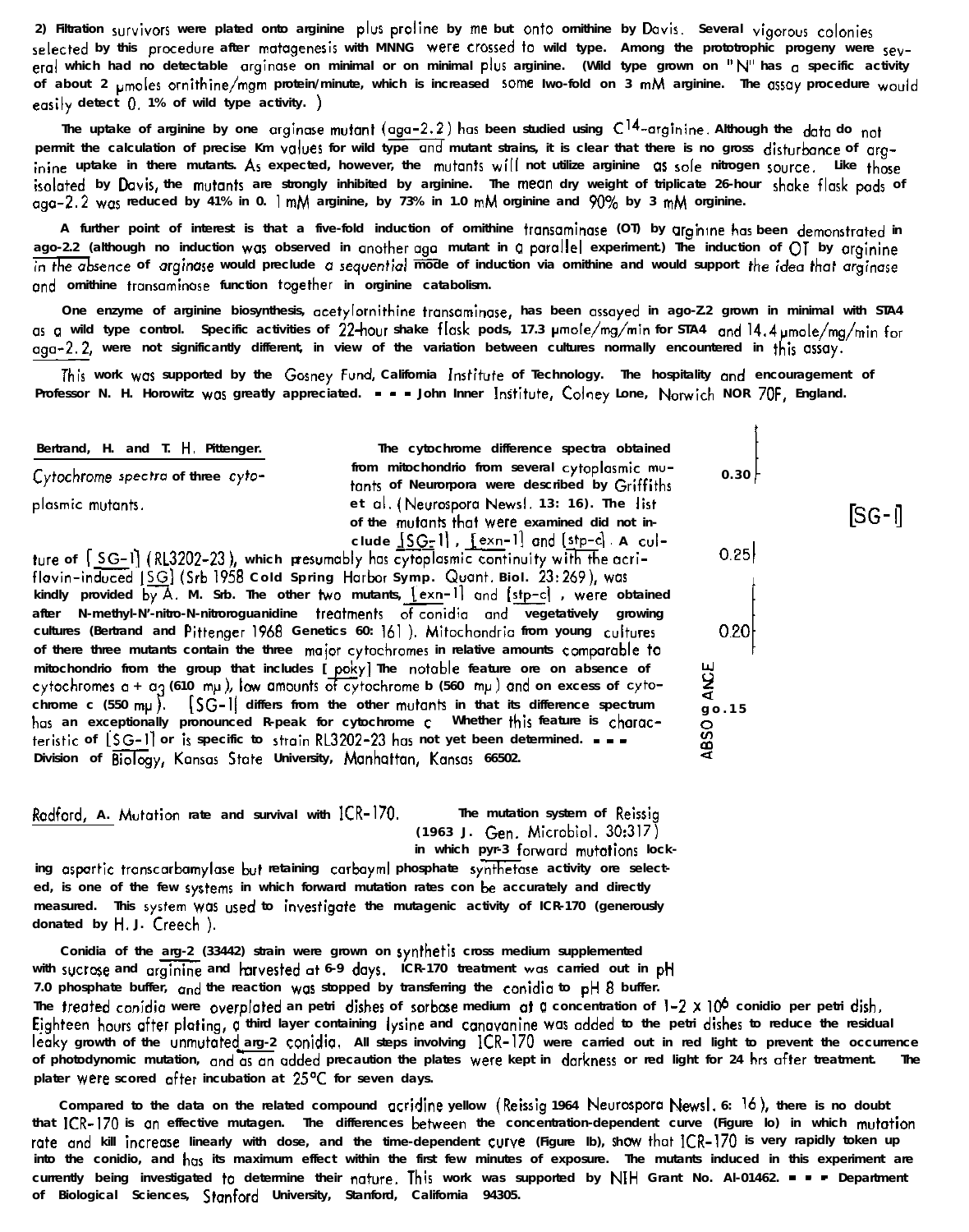2) Filtration survivors were plated onto arginine plus proline by me but onto ornithine by Davis. Several vigorous colonies selected by this procedure after mutagenesis with MNNG were crossed to wild type. Among the prototrophic progeny were several which had no detectable arginase on minimal or on minimal plus arginine. (Wild type grown on "N" has a specific activity of about 2 µmoles ornithine/mgm protein/minute, which is increased some two-fold on 3 mM arginine. The assay procedure would easily detect 0. 1% of wild type activity. )

The uptake of arginine by one arginase mutant (aga-2.2) has been studied using $C^{14}$-arginine. Although the data do not permit the calculation of precise Km values for wild type and mutant strains, it is clear that there is no gross disturbance of arginine uptake in there mutants. As expected, however, the mutants will not utilize arginine as sole nitrogen source. Like those isolated by Davis, the mutants are strongly inhibited by arginine. The mean dry weight of triplicate 26-hour shake flask pads of aga-2.2 was reduced by 41% in 0. 1 mM arginine, by 73% in 1.0 mM arginine and 90% by 3 mM arginine.

A further point of interest is that a five-fold induction of ornithine transaminase (OT) by arginine has been demonstrated in aga-2.2 (although no induction was observed in another aga mutant in a parallel experiment.) The induction of OT by arginine in the absence of arginase would preclude a sequential mode of induction via ornithine and would support the idea that arginase and ornithine transaminase function together in arginine catabolism.

One enzyme of arginine biosynthesis, acetylornithine transaminase, has been assayed in aga-2.2 grown in minimal with STA4 as a wild type control. Specific activities of 22-hour shake flask pods, 17.3 µmole/mg/min for STA4 and 14.4 µmole/mg/min for aga-2.2, were not significantly different, in view of the variation between cultures normally encountered in this assay.

This work was supported by the Gosney Fund, California Institute of Technology. The hospitality and encouragement of Professor N. H. Horowitz was greatly appreciated. - - - John Innes Institute, Colney Lane, Norwich NOR 70F, England.

Bertrand, H. and T. H. Pittenger. Cytochrome spectra of three cytoplasmic mutants.

The cytochrome difference spectra obtained from mitochondria from several cytoplasmic mutants of Neurospora were described by Griffiths et al. (Neurospora Newsl. 13: 16). The list of the mutants that were examined did not include [SG-1], [exn-1] and [stp-c]. A culture of [SG-1] (RL3202-23), which presumably has cytoplasmic continuity with the acriflavin-induced [SG] (Srb 1958 Cold Spring Harbor Symp. Quant. Biol. 23:269), was kindly provided by A. M. Srb. The other two mutants, [exn-1] and [stp-c], were obtained after N-methyl-N'-nitro-N-nitrosoguanidine treatments of conidia and vegetatively growing cultures (Bertrand and Pittenger 1968 Genetics 60: 161 ). Mitochondria from young cultures of there three mutants contain the three major cytochromes in relative amounts comparable to mitochondria from the group that includes [poky] The notable feature are an absence of cytochromes a + $a_3$ (610 mµ), low amounts of cytochrome b (560 mµ) and an excess of cytochrome c (550 mµ). [SG-1] differs from the other mutants in that its difference spectrum has an exceptionally pronounced R-peak for cytochrome c. Whether this feature is characteristic of [SG-1] or is specific to strain RL3202-23 has not yet been determined. - - - Division of Biology, Kansas State University, Manhattan, Kansas 66502.

[SG-1]

ABSORBANCE 0.30 0.25 0.20 0.15

Radford, A. Mutation rate and survival with ICR-170.

The mutation system of Reissig (1963 J. Gen. Microbiol. 30:317) in which pyr-3 forward mutations lacking aspartic transcarbamylase but retaining carbamyl phosphate synthetase activity are selected, is one of the few systems in which forward mutation rates can be accurately and directly measured. This system was used to investigate the mutagenic activity of ICR-170 (generously donated by H. J. Creech ).

Conidia of the arg-2 (33442) strain were grown on synthetic cross medium supplemented with sucrose and arginine and harvested at 6-9 days. ICR-170 treatment was carried out in pH 7.0 phosphate buffer, and the reaction was stopped by transferring the conidia to pH 8 buffer. The treated conidia were overplated on petri dishes of sorbose medium at a concentration of 1-2 x $10^6$ conidia per petri dish. Eighteen hours after plating, a third layer containing lysine and canavanine was added to the petri dishes to reduce the residual leaky growth of the unmutated arg-2 conidia. All steps involving ICR-170 were carried out in red light to prevent the occurrence of photodynamic mutation, and as an added precaution the plates were kept in darkness or red light for 24 hrs after treatment. The plater were scored after incubation at 25°C for seven days.

Compared to the data on the related compound acridine yellow (Reissig 1964 Neurospora Newsl. 6: 16), there is no doubt that ICR-170 is an effective mutagen. The differences between the concentration-dependent curve (Figure 1a) in which mutation rate and kill increase linearly with dose, and the time-dependent curve (Figure 1b), show that ICR-170 is very rapidly taken up into the conidia, and has its maximum effect within the first few minutes of exposure. The mutants induced in this experiment are currently being investigated to determine their nature. This work was supported by NIH Grant No. AI-01462. - - - Department of Biological Sciences, Stanford University, Stanford, California 94305.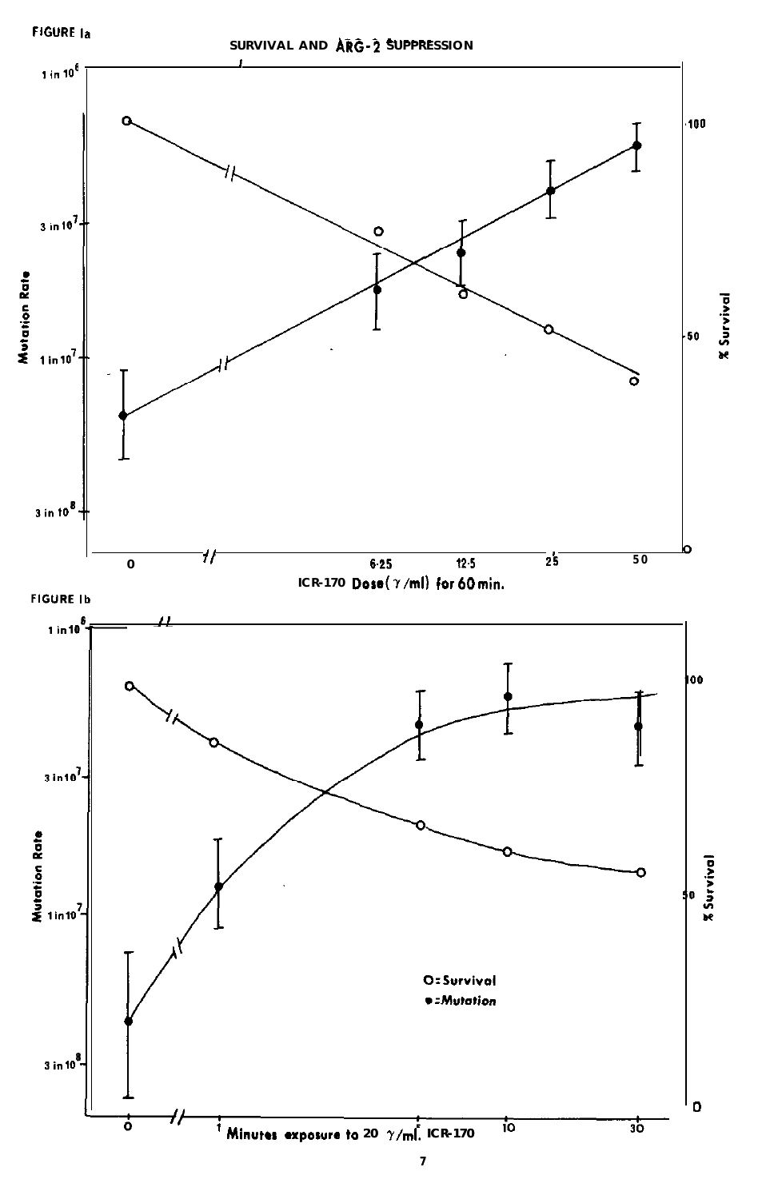FIGURE Ia

SURVIVAL AND $\overline{ARG}$-$\overline{2}$ SUPPRESSION

Mutation Rate

1 in $10^6$

3 in $10^7$

1 in $10^7$

3 in $10^8$

% Survival

100

50

0

0 // 6·25 12·5 25 50

ICR-170 Dose($\gamma$/ml) for 60 min.

FIGURE Ib

Mutation Rate

1 in $10^6$

3 in $10^7$

1 in $10^7$

3 in $10^8$

% Survival

100

50

0

O: Survival

●: Mutation

0 // 1 5 10 30

Minutes exposure to 20 $\gamma$/ml. ICR-170